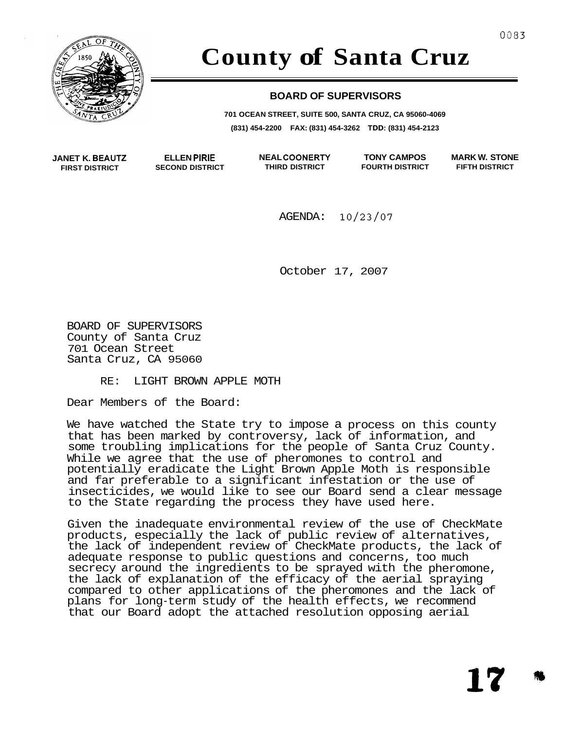# County of Santa Cruz

## BOARD OF SUPERVISORS

**701 OCEAN STREET, SUITE 500, SANTA CRUZ, CA 95060-4069**
**(831) 454-2200 FAX: (831) 454-3262 TDD: (831) 454-2123**

| JANET K. BEAUTZ | ELLEN PIRIE | NEAL COONERTY | TONY CAMPOS | MARK W. STONE |
|---|---|---|---|---|
| FIRST DISTRICT | SECOND DISTRICT | THIRD DISTRICT | FOURTH DISTRICT | FIFTH DISTRICT |

AGENDA: 10/23/07

October 17, 2007

BOARD OF SUPERVISORS
County of Santa Cruz
701 Ocean Street
Santa Cruz, CA 95060

RE: LIGHT BROWN APPLE MOTH

Dear Members of the Board:

We have watched the State try to impose a process on this county that has been marked by controversy, lack of information, and some troubling implications for the people of Santa Cruz County. While we agree that the use of pheromones to control and potentially eradicate the Light Brown Apple Moth is responsible and far preferable to a significant infestation or the use of insecticides, we would like to see our Board send a clear message to the State regarding the process they have used here.

Given the inadequate environmental review of the use of CheckMate products, especially the lack of public review of alternatives, the lack of independent review of CheckMate products, the lack of adequate response to public questions and concerns, too much secrecy around the ingredients to be sprayed with the pheromone, the lack of explanation of the efficacy of the aerial spraying compared to other applications of the pheromones and the lack of plans for long-term study of the health effects, we recommend that our Board adopt the attached resolution opposing aerial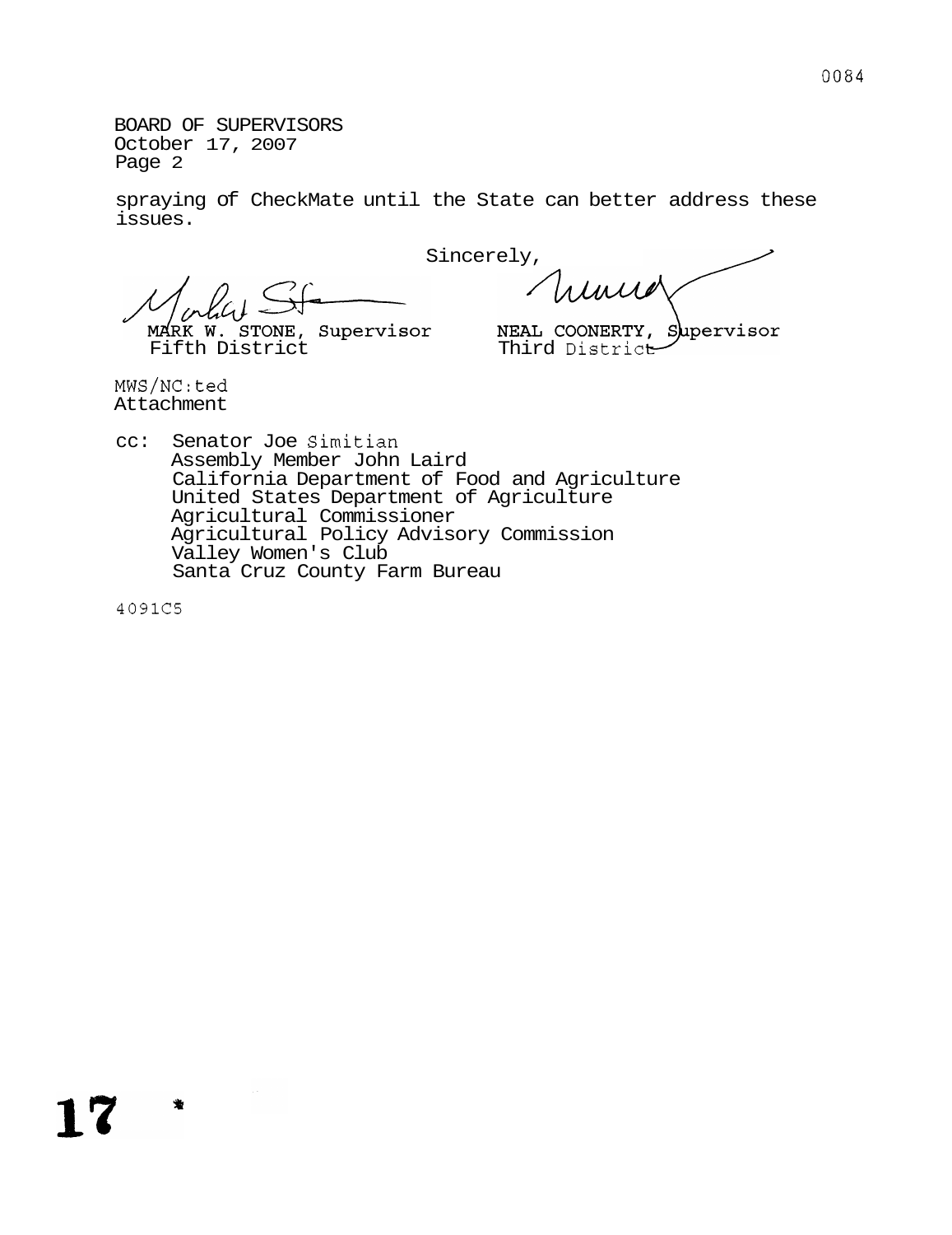BOARD OF SUPERVISORS
October 17, 2007
Page 2

spraying of CheckMate until the State can better address these issues.

Sincerely,

MARK W. STONE, Supervisor
Fifth District

NEAL COONERTY, Supervisor
Third District

MWS/NC:ted
Attachment

cc: Senator Joe Simitian
Assembly Member John Laird
California Department of Food and Agriculture
United States Department of Agriculture
Agricultural Commissioner
Agricultural Policy Advisory Commission
Valley Women's Club
Santa Cruz County Farm Bureau

4091C5

17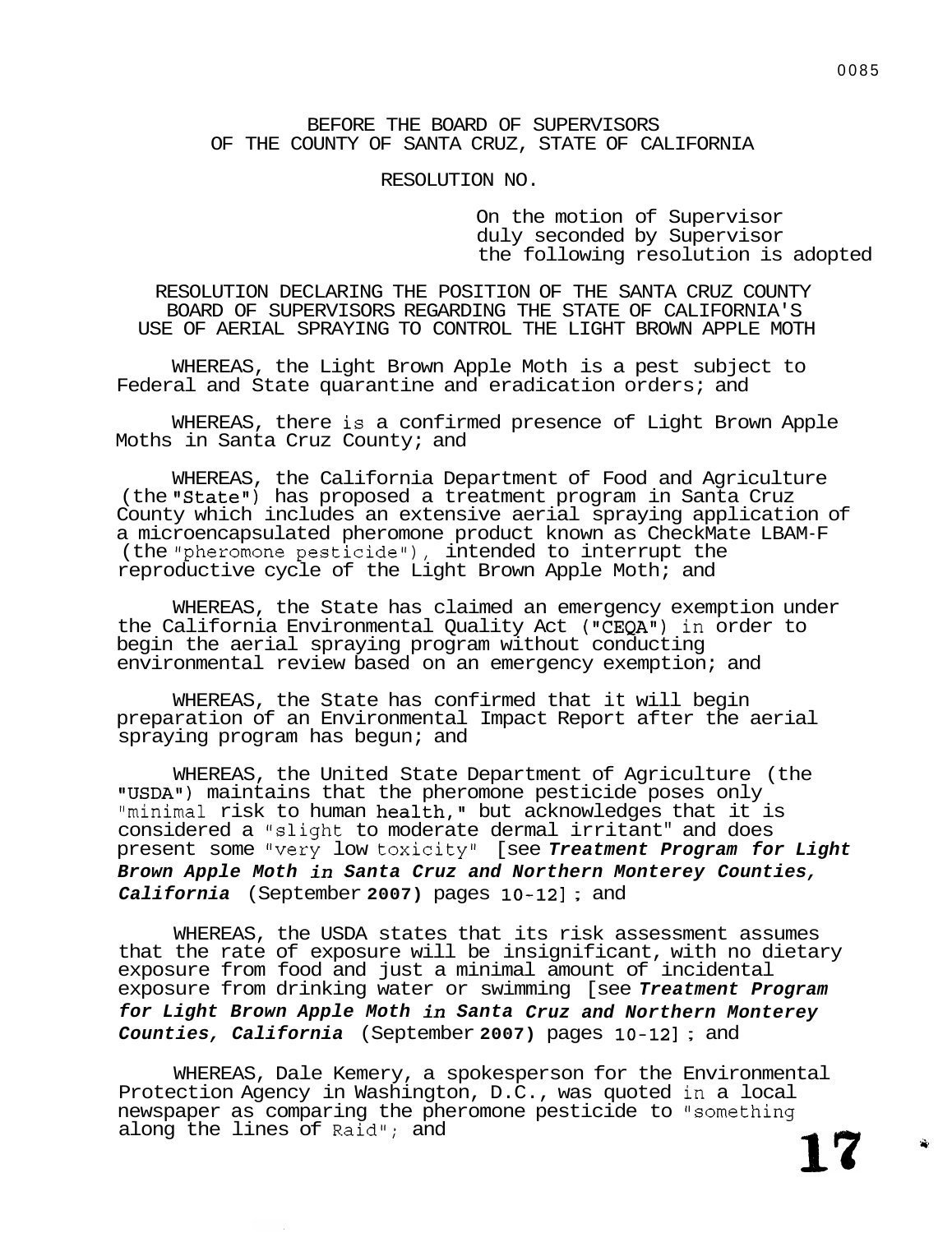BEFORE THE BOARD OF SUPERVISORS
OF THE COUNTY OF SANTA CRUZ, STATE OF CALIFORNIA

RESOLUTION NO.

On the motion of Supervisor
duly seconded by Supervisor
the following resolution is adopted

RESOLUTION DECLARING THE POSITION OF THE SANTA CRUZ COUNTY BOARD OF SUPERVISORS REGARDING THE STATE OF CALIFORNIA'S USE OF AERIAL SPRAYING TO CONTROL THE LIGHT BROWN APPLE MOTH

WHEREAS, the Light Brown Apple Moth is a pest subject to Federal and State quarantine and eradication orders; and

WHEREAS, there is a confirmed presence of Light Brown Apple Moths in Santa Cruz County; and

WHEREAS, the California Department of Food and Agriculture (the "State") has proposed a treatment program in Santa Cruz County which includes an extensive aerial spraying application of a microencapsulated pheromone product known as CheckMate LBAM-F (the "pheromone pesticide"), intended to interrupt the reproductive cycle of the Light Brown Apple Moth; and

WHEREAS, the State has claimed an emergency exemption under the California Environmental Quality Act ("CEQA") in order to begin the aerial spraying program without conducting environmental review based on an emergency exemption; and

WHEREAS, the State has confirmed that it will begin preparation of an Environmental Impact Report after the aerial spraying program has begun; and

WHEREAS, the United State Department of Agriculture (the "USDA") maintains that the pheromone pesticide poses only "minimal risk to human health," but acknowledges that it is considered a "slight to moderate dermal irritant" and does present some "very low toxicity" [see ***Treatment Program for Light Brown Apple Moth in Santa Cruz and Northern Monterey Counties, California*** (September **2007)** pages 10-12]; and

WHEREAS, the USDA states that its risk assessment assumes that the rate of exposure will be insignificant, with no dietary exposure from food and just a minimal amount of incidental exposure from drinking water or swimming [see ***Treatment Program for Light Brown Apple Moth in Santa Cruz and Northern Monterey Counties, California*** (September **2007)** pages 10-12]; and

WHEREAS, Dale Kemery, a spokesperson for the Environmental Protection Agency in Washington, D.C., was quoted in a local newspaper as comparing the pheromone pesticide to "something along the lines of Raid"; and

**17**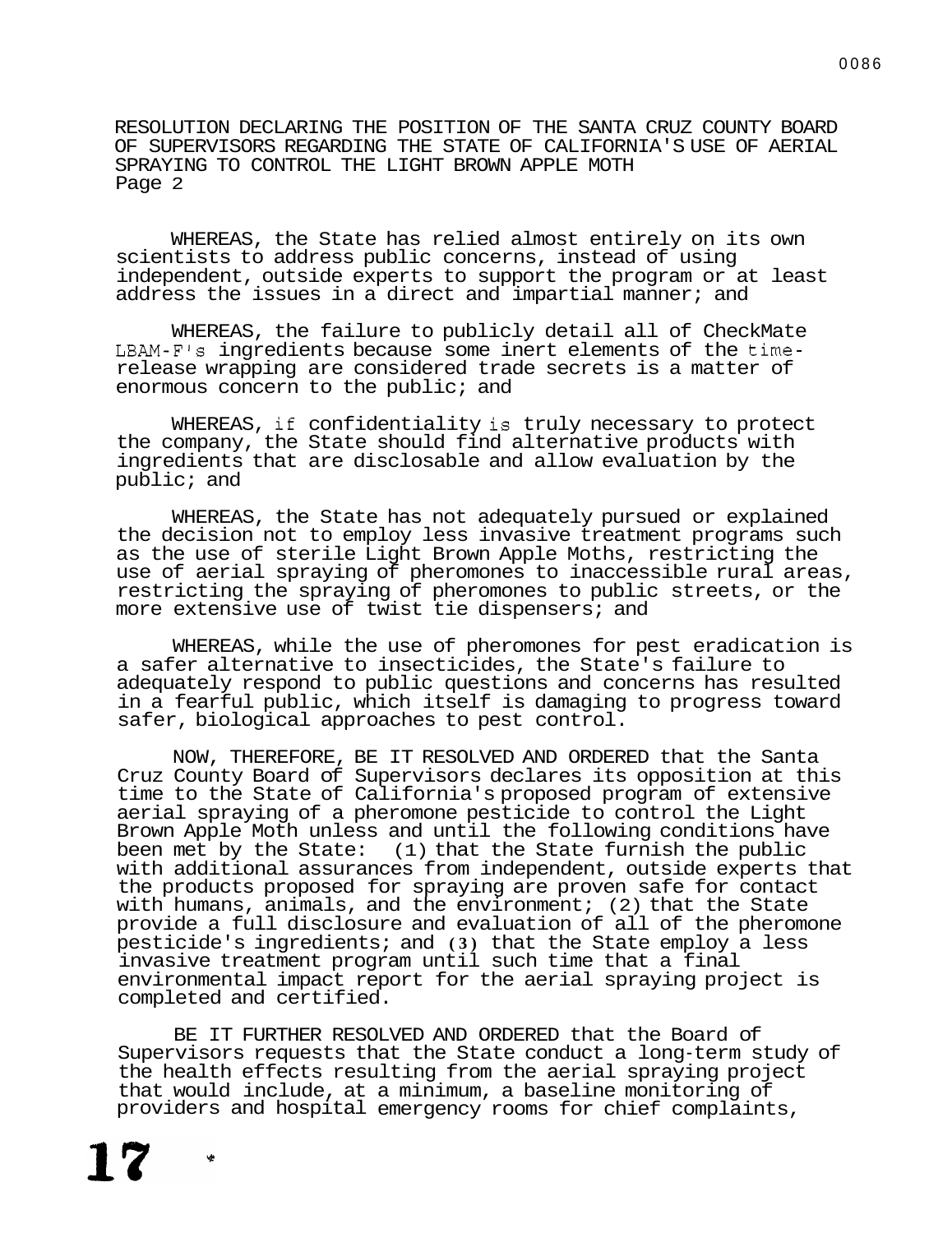RESOLUTION DECLARING THE POSITION OF THE SANTA CRUZ COUNTY BOARD OF SUPERVISORS REGARDING THE STATE OF CALIFORNIA'S USE OF AERIAL SPRAYING TO CONTROL THE LIGHT BROWN APPLE MOTH
Page 2

WHEREAS, the State has relied almost entirely on its own scientists to address public concerns, instead of using independent, outside experts to support the program or at least address the issues in a direct and impartial manner; and

WHEREAS, the failure to publicly detail all of CheckMate LBAM-F's ingredients because some inert elements of the time-release wrapping are considered trade secrets is a matter of enormous concern to the public; and

WHEREAS, if confidentiality is truly necessary to protect the company, the State should find alternative products with ingredients that are disclosable and allow evaluation by the public; and

WHEREAS, the State has not adequately pursued or explained the decision not to employ less invasive treatment programs such as the use of sterile Light Brown Apple Moths, restricting the use of aerial spraying of pheromones to inaccessible rural areas, restricting the spraying of pheromones to public streets, or the more extensive use of twist tie dispensers; and

WHEREAS, while the use of pheromones for pest eradication is a safer alternative to insecticides, the State's failure to adequately respond to public questions and concerns has resulted in a fearful public, which itself is damaging to progress toward safer, biological approaches to pest control.

NOW, THEREFORE, BE IT RESOLVED AND ORDERED that the Santa Cruz County Board of Supervisors declares its opposition at this time to the State of California's proposed program of extensive aerial spraying of a pheromone pesticide to control the Light Brown Apple Moth unless and until the following conditions have been met by the State: (1) that the State furnish the public with additional assurances from independent, outside experts that the products proposed for spraying are proven safe for contact with humans, animals, and the environment; (2) that the State provide a full disclosure and evaluation of all of the pheromone pesticide's ingredients; and (3) that the State employ a less invasive treatment program until such time that a final environmental impact report for the aerial spraying project is completed and certified.

BE IT FURTHER RESOLVED AND ORDERED that the Board of Supervisors requests that the State conduct a long-term study of the health effects resulting from the aerial spraying project that would include, at a minimum, a baseline monitoring of providers and hospital emergency rooms for chief complaints,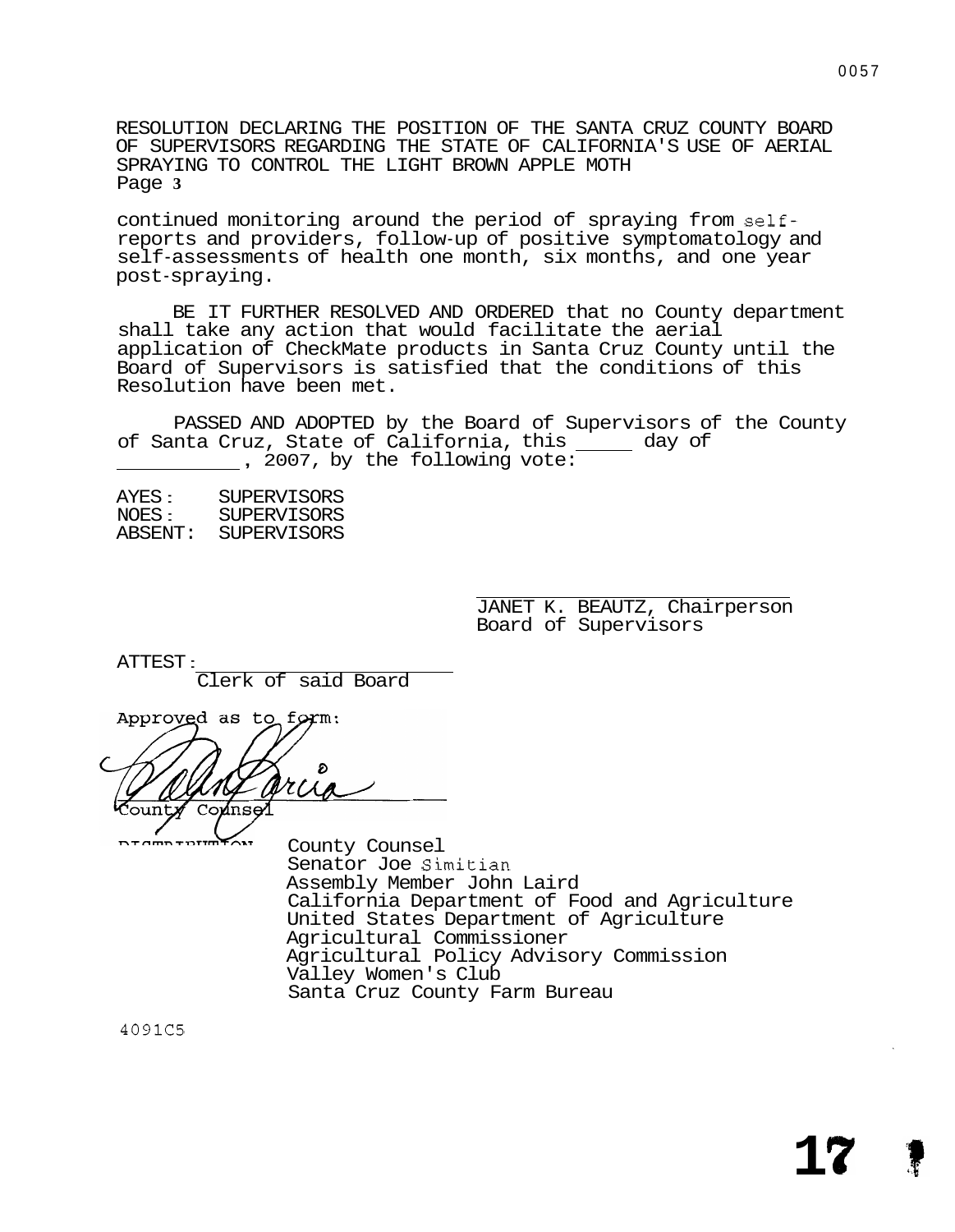RESOLUTION DECLARING THE POSITION OF THE SANTA CRUZ COUNTY BOARD OF SUPERVISORS REGARDING THE STATE OF CALIFORNIA'S USE OF AERIAL SPRAYING TO CONTROL THE LIGHT BROWN APPLE MOTH
Page 3

continued monitoring around the period of spraying from self-reports and providers, follow-up of positive symptomatology and self-assessments of health one month, six months, and one year post-spraying.

BE IT FURTHER RESOLVED AND ORDERED that no County department shall take any action that would facilitate the aerial application of CheckMate products in Santa Cruz County until the Board of Supervisors is satisfied that the conditions of this Resolution have been met.

PASSED AND ADOPTED by the Board of Supervisors of the County of Santa Cruz, State of California, this _____ day of __________, 2007, by the following vote:

AYES: SUPERVISORS
NOES: SUPERVISORS
ABSENT: SUPERVISORS

JANET K. BEAUTZ, Chairperson
Board of Supervisors

ATTEST: ____________________
Clerk of said Board

Approved as to form:

County Counsel

DISTRIBUTION:
County Counsel
Senator Joe Simitian
Assembly Member John Laird
California Department of Food and Agriculture
United States Department of Agriculture
Agricultural Commissioner
Agricultural Policy Advisory Commission
Valley Women's Club
Santa Cruz County Farm Bureau

4091C5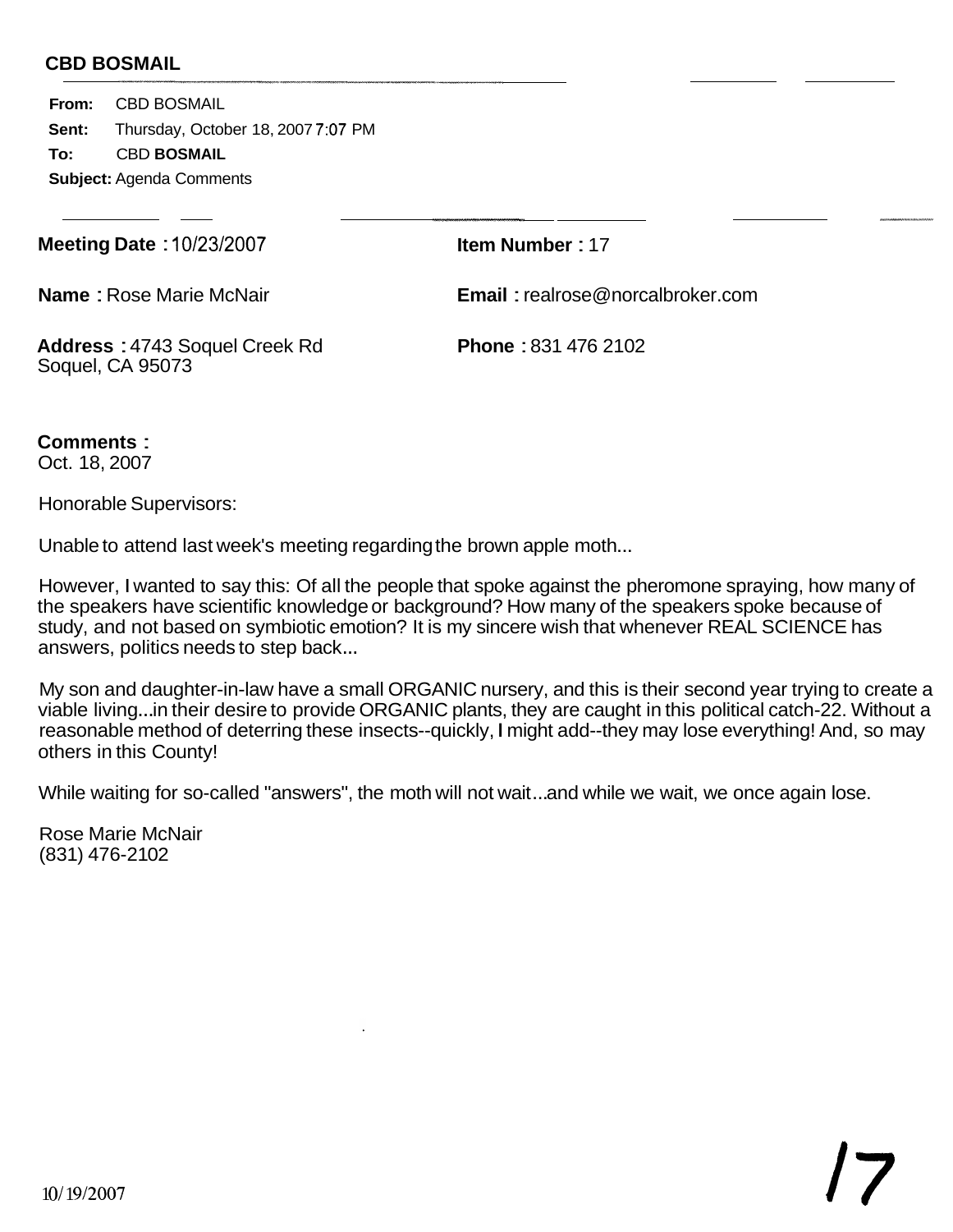**CBD BOSMAIL**

**From:** CBD BOSMAIL
**Sent:** Thursday, October 18, 2007 7:07 PM
**To:** CBD **BOSMAIL**
**Subject:** Agenda Comments

**Meeting Date :** 10/23/2007

**Item Number :** 17

**Name :** Rose Marie McNair

**Email :** realrose@norcalbroker.com

**Address :** 4743 Soquel Creek Rd
Soquel, CA 95073

**Phone :** 831 476 2102

**Comments :**
Oct. 18, 2007

Honorable Supervisors:

Unable to attend last week's meeting regarding the brown apple moth...

However, I wanted to say this: Of all the people that spoke against the pheromone spraying, how many of the speakers have scientific knowledge or background? How many of the speakers spoke because of study, and not based on symbiotic emotion? It is my sincere wish that whenever REAL SCIENCE has answers, politics needs to step back...

My son and daughter-in-law have a small ORGANIC nursery, and this is their second year trying to create a viable living...in their desire to provide ORGANIC plants, they are caught in this political catch-22. Without a reasonable method of deterring these insects--quickly, I might add--they may lose everything! And, so may others in this County!

While waiting for so-called "answers", the moth will not wait...and while we wait, we once again lose.

Rose Marie McNair
(831) 476-2102

10/19/2007

17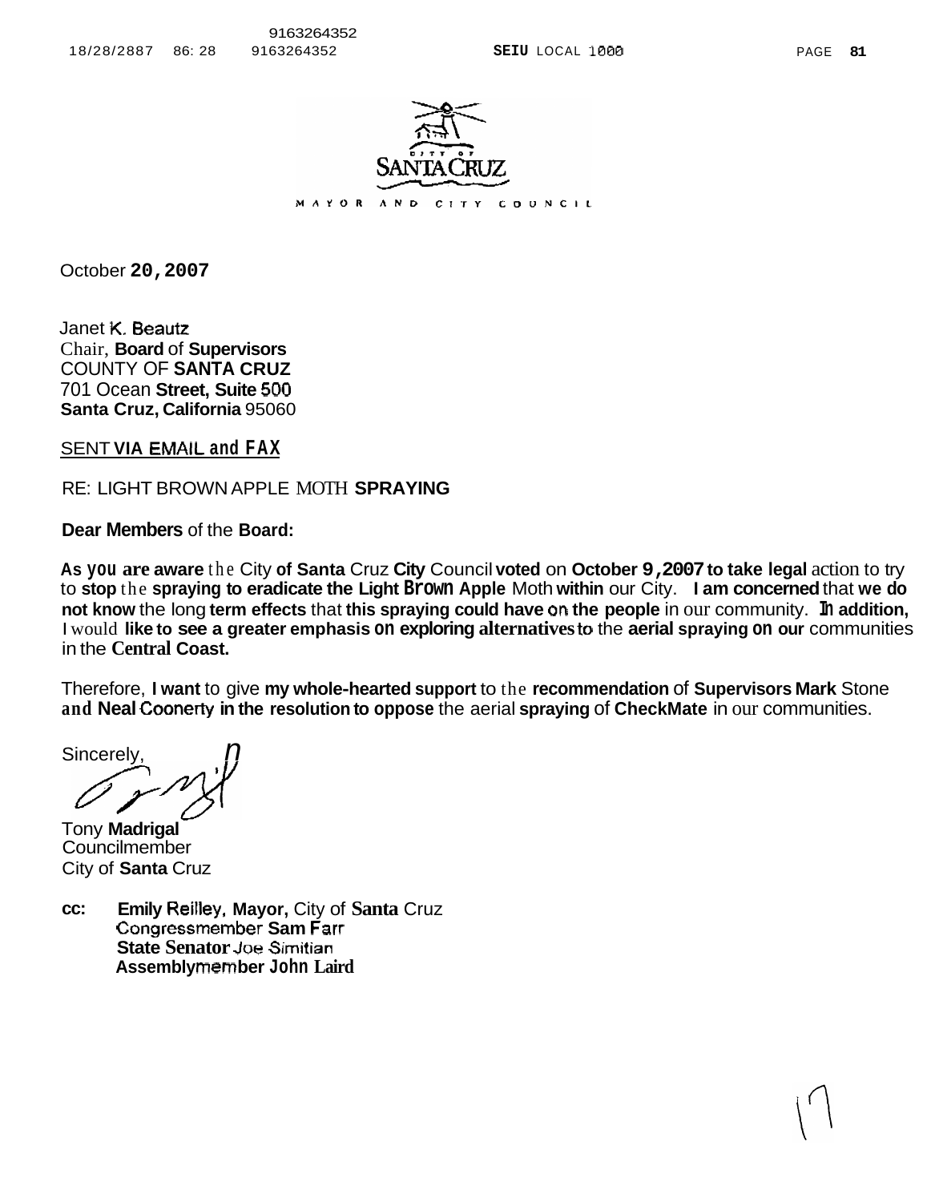CITY OF SANTA CRUZ

MAYOR AND CITY COUNCIL

October 20, 2007

Janet K. Beautz
Chair, Board of Supervisors
COUNTY OF SANTA CRUZ
701 Ocean Street, Suite 500
Santa Cruz, California 95060

SENT VIA EMAIL and FAX

RE: LIGHT BROWN APPLE MOTH SPRAYING

Dear Members of the Board:

As you are aware the City of Santa Cruz City Council voted on October 9, 2007 to take legal action to try to stop the spraying to eradicate the Light Brown Apple Moth within our City. I am concerned that we do not know the long term effects that this spraying could have on the people in our community. In addition, I would like to see a greater emphasis on exploring alternatives to the aerial spraying on our communities in the Central Coast.

Therefore, I want to give my whole-hearted support to the recommendation of Supervisors Mark Stone and Neal Coonerty in the resolution to oppose the aerial spraying of CheckMate in our communities.

Sincerely,

Tony Madrigal
Councilmember
City of Santa Cruz

cc: Emily Reilley, Mayor, City of Santa Cruz
Congressmember Sam Farr
State Senator Joe Simitian
Assemblymember John Laird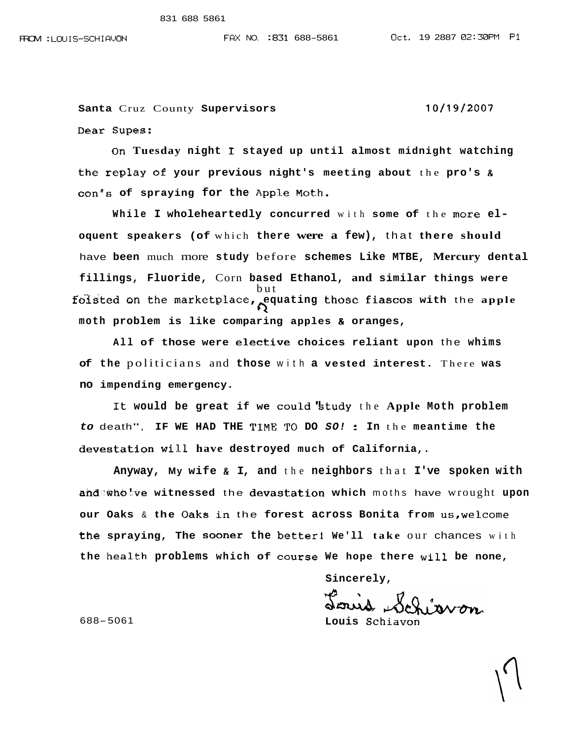Santa Cruz County Supervisors 10/19/2007

Dear Supes:

On Tuesday night I stayed up until almost midnight watching the replay of your previous night's meeting about the pro's & con's of spraying for the Apple Moth.

While I wholeheartedly concurred with some of the more eloquent speakers (of which there were a few), that there should have been much more study before schemes Like MTBE, Mercury dental fillings, Fluoride, Corn based Ethanol, and similar things were foisted on the marketplace, but equating those fiascos with the apple moth problem is like comparing apples & oranges,

All of those were elective choices reliant upon the whims of the politicians and those with a vested interest. There was no impending emergency.

It would be great if we could "study the Apple Moth problem *to* death", IF WE HAD THE TIME TO DO *SO!* : In the meantime the devestation will have destroyed much of California,.

Anyway, My wife & I, and the neighbors that I've spoken with and who've witnessed the devastation which moths have wrought upon our Oaks & the Oaks in the forest across Bonita from us,welcome the spraying, The sooner the better! We'll take our chances with the health problems which of course We hope there will be none,

Sincerely,

Louis Schiavon

Louis Schiavon

688-5061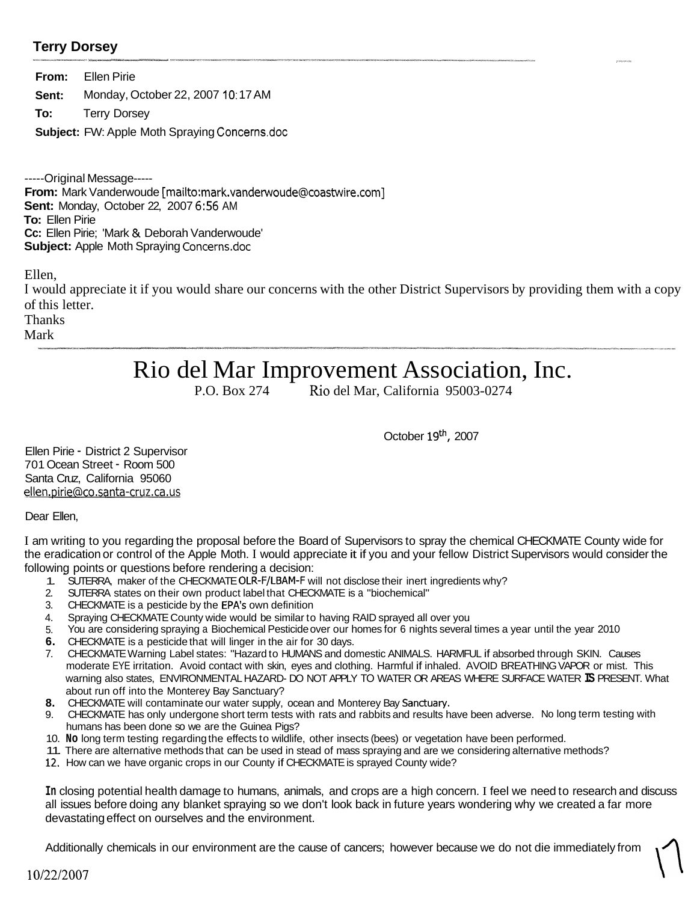**Terry Dorsey**

**From:** Ellen Pirie

**Sent:** Monday, October 22, 2007 10:17 AM

**To:** Terry Dorsey

**Subject:** FW: Apple Moth Spraying Concerns.doc

-----Original Message-----
**From:** Mark Vanderwoude [mailto:mark.vanderwoude@coastwire.com]
**Sent:** Monday, October 22, 2007 6:56 AM
**To:** Ellen Pirie
**Cc:** Ellen Pirie; 'Mark & Deborah Vanderwoude'
**Subject:** Apple Moth Spraying Concerns.doc

Ellen,
I would appreciate it if you would share our concerns with the other District Supervisors by providing them with a copy of this letter.
Thanks
Mark

---

# Rio del Mar Improvement Association, Inc.

P.O. Box 274 Rio del Mar, California 95003-0274

October 19th, 2007

Ellen Pirie - District 2 Supervisor
701 Ocean Street - Room 500
Santa Cruz, California 95060
ellen.pirie@co.santa-cruz.ca.us

Dear Ellen,

I am writing to you regarding the proposal before the Board of Supervisors to spray the chemical CHECKMATE County wide for the eradication or control of the Apple Moth. I would appreciate it if you and your fellow District Supervisors would consider the following points or questions before rendering a decision:

1. SUTERRA, maker of the CHECKMATE OLR-F/LBAM-F will not disclose their inert ingredients why?
2. SUTERRA states on their own product label that CHECKMATE is a "biochemical"
3. CHECKMATE is a pesticide by the EPA's own definition
4. Spraying CHECKMATE County wide would be similar to having RAID sprayed all over you
5. You are considering spraying a Biochemical Pesticide over our homes for 6 nights several times a year until the year 2010
6. CHECKMATE is a pesticide that will linger in the air for 30 days.
7. CHECKMATE Warning Label states: "Hazard to HUMANS and domestic ANIMALS. HARMFUL if absorbed through SKIN. Causes moderate EYE irritation. Avoid contact with skin, eyes and clothing. Harmful if inhaled. AVOID BREATHING VAPOR or mist. This warning also states, ENVIRONMENTAL HAZARD- DO NOT APPLY TO WATER OR AREAS WHERE SURFACE WATER IS PRESENT. What about run off into the Monterey Bay Sanctuary?
8. CHECKMATE will contaminate our water supply, ocean and Monterey Bay Sanctuary.
9. CHECKMATE has only undergone short term tests with rats and rabbits and results have been adverse. No long term testing with humans has been done so we are the Guinea Pigs?
10. No long term testing regarding the effects to wildlife, other insects (bees) or vegetation have been performed.
11. There are alternative methods that can be used in stead of mass spraying and are we considering alternative methods?
12. How can we have organic crops in our County if CHECKMATE is sprayed County wide?

In closing potential health damage to humans, animals, and crops are a high concern. I feel we need to research and discuss all issues before doing any blanket spraying so we don't look back in future years wondering why we created a far more devastating effect on ourselves and the environment.

Additionally chemicals in our environment are the cause of cancers; however because we do not die immediately from

10/22/2007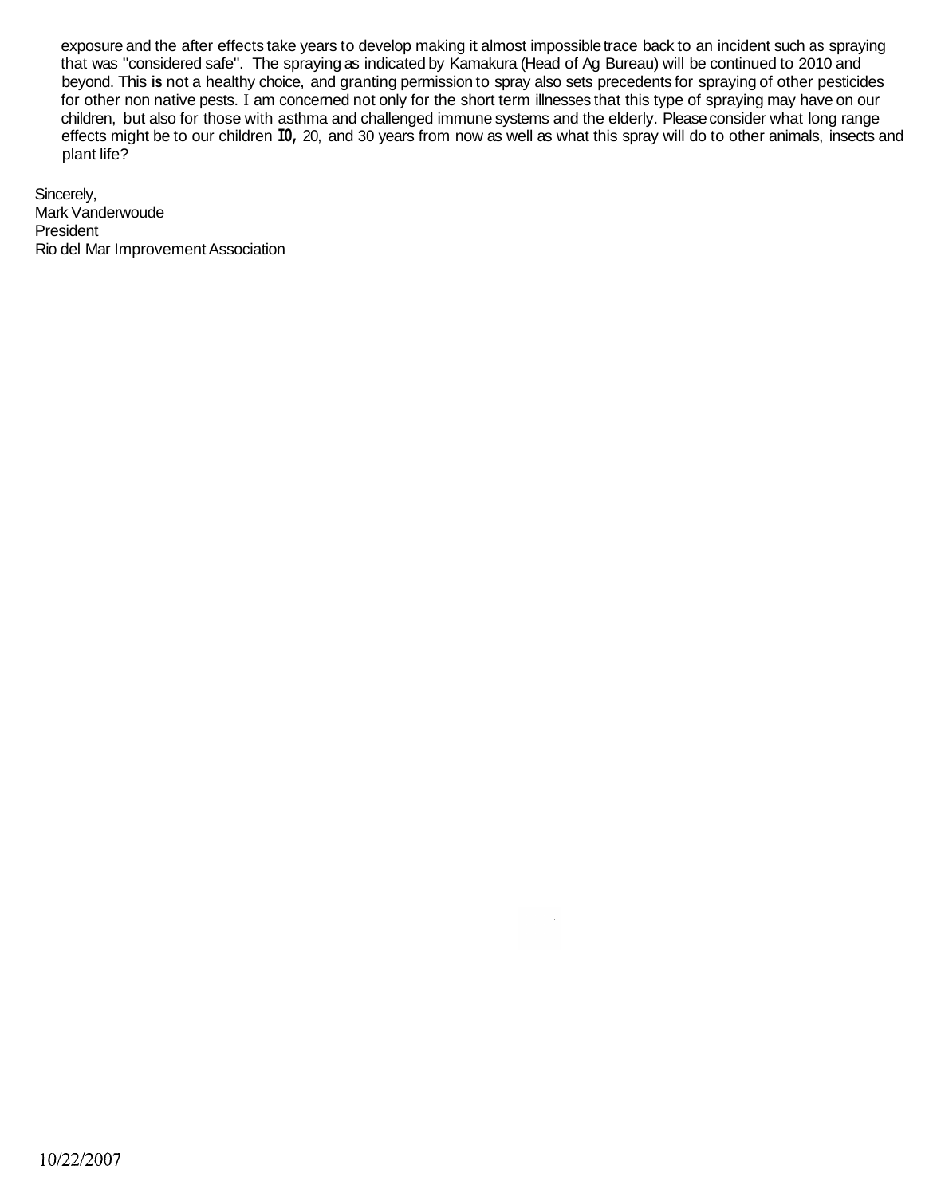exposure and the after effects take years to develop making it almost impossible trace back to an incident such as spraying that was "considered safe". The spraying as indicated by Kamakura (Head of Ag Bureau) will be continued to 2010 and beyond. This is not a healthy choice, and granting permission to spray also sets precedents for spraying of other pesticides for other non native pests. I am concerned not only for the short term illnesses that this type of spraying may have on our children, but also for those with asthma and challenged immune systems and the elderly. Please consider what long range effects might be to our children 10, 20, and 30 years from now as well as what this spray will do to other animals, insects and plant life?

Sincerely,
Mark Vanderwoude
President
Rio del Mar Improvement Association

10/22/2007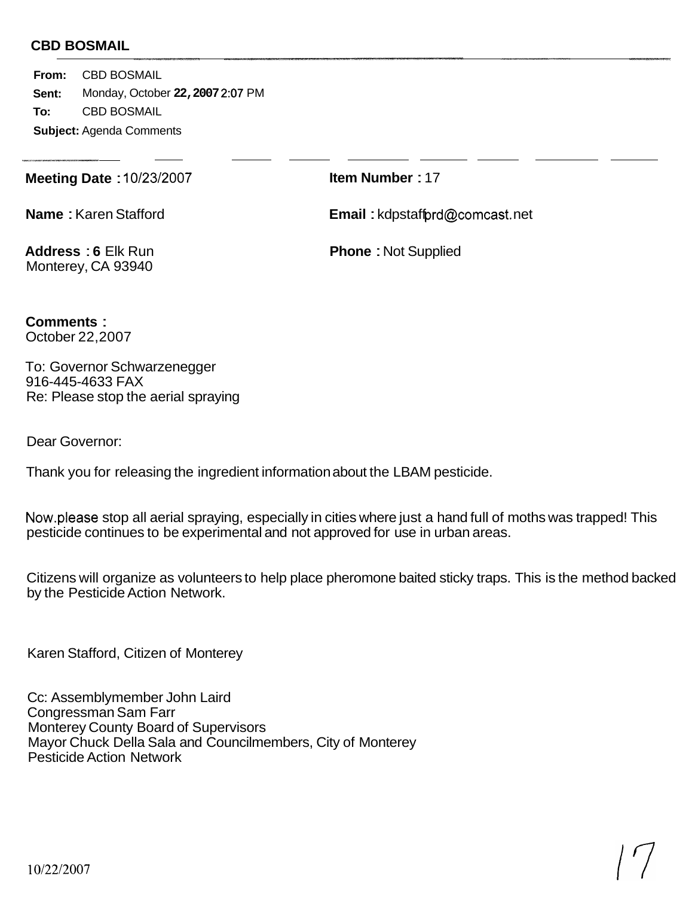**CBD BOSMAIL**

**From:** CBD BOSMAIL
**Sent:** Monday, October 22, 2007 2:07 PM
**To:** CBD BOSMAIL
**Subject:** Agenda Comments

---

**Meeting Date :** 10/23/2007
**Item Number :** 17

**Name :** Karen Stafford
**Email :** kdpstafford@comcast.net

**Address :** 6 Elk Run
Monterey, CA 93940
**Phone :** Not Supplied

**Comments :**
October 22, 2007

To: Governor Schwarzenegger
916-445-4633 FAX
Re: Please stop the aerial spraying

Dear Governor:

Thank you for releasing the ingredient information about the LBAM pesticide.

Now please stop all aerial spraying, especially in cities where just a hand full of moths was trapped! This pesticide continues to be experimental and not approved for use in urban areas.

Citizens will organize as volunteers to help place pheromone baited sticky traps. This is the method backed by the Pesticide Action Network.

Karen Stafford, Citizen of Monterey

Cc: Assemblymember John Laird
Congressman Sam Farr
Monterey County Board of Supervisors
Mayor Chuck Della Sala and Councilmembers, City of Monterey
Pesticide Action Network

10/22/2007

17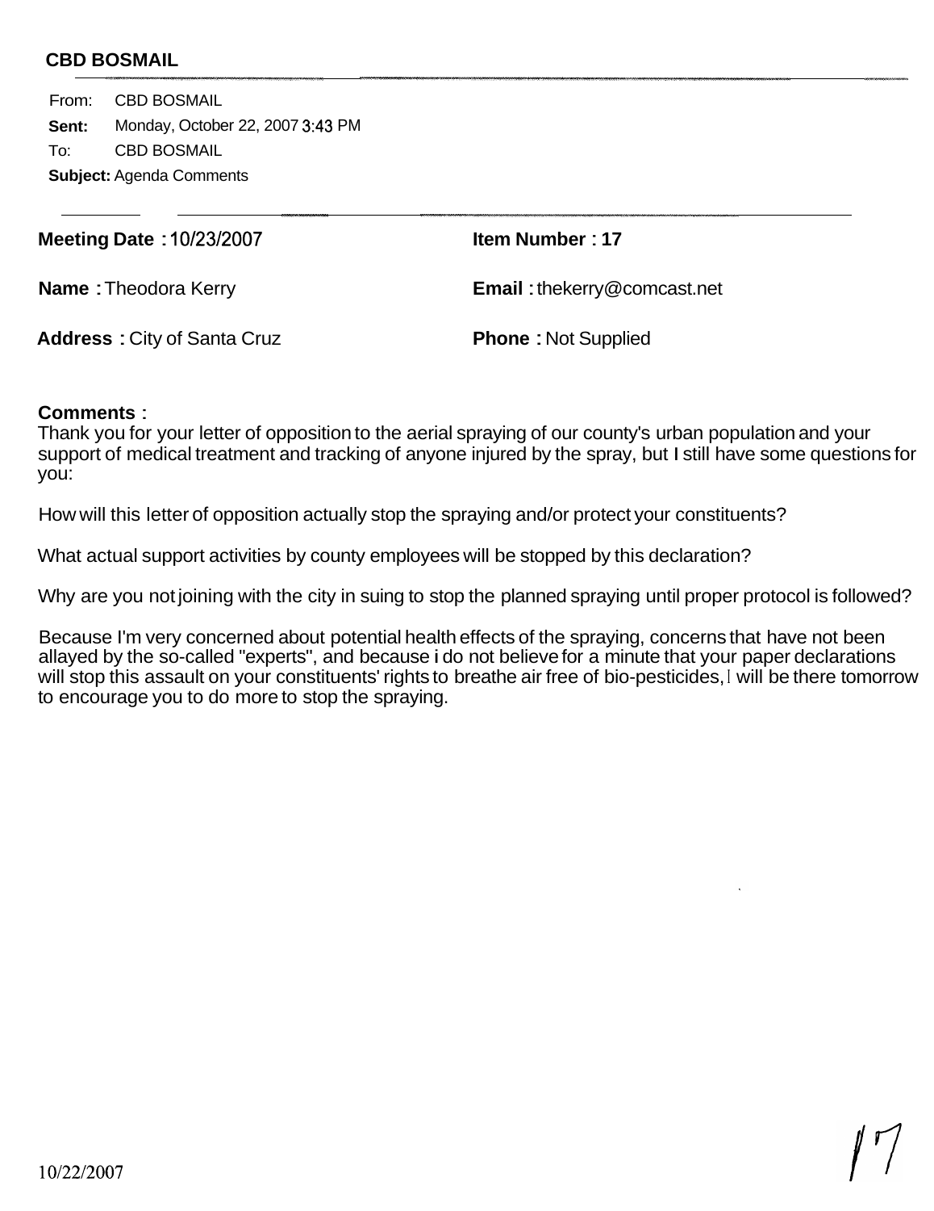**CBD BOSMAIL**

**From:** CBD BOSMAIL
**Sent:** Monday, October 22, 2007 3:43 PM
**To:** CBD BOSMAIL
**Subject:** Agenda Comments

| | |
|---|---|
| **Meeting Date :** 10/23/2007 | **Item Number :** 17 |
| **Name :** Theodora Kerry | **Email :** thekerry@comcast.net |
| **Address :** City of Santa Cruz | **Phone :** Not Supplied |

**Comments :**
Thank you for your letter of opposition to the aerial spraying of our county's urban population and your support of medical treatment and tracking of anyone injured by the spray, but I still have some questions for you:

How will this letter of opposition actually stop the spraying and/or protect your constituents?

What actual support activities by county employees will be stopped by this declaration?

Why are you not joining with the city in suing to stop the planned spraying until proper protocol is followed?

Because I'm very concerned about potential health effects of the spraying, concerns that have not been allayed by the so-called "experts", and because i do not believe for a minute that your paper declarations will stop this assault on your constituents' rights to breathe air free of bio-pesticides, I will be there tomorrow to encourage you to do more to stop the spraying.

10/22/2007

17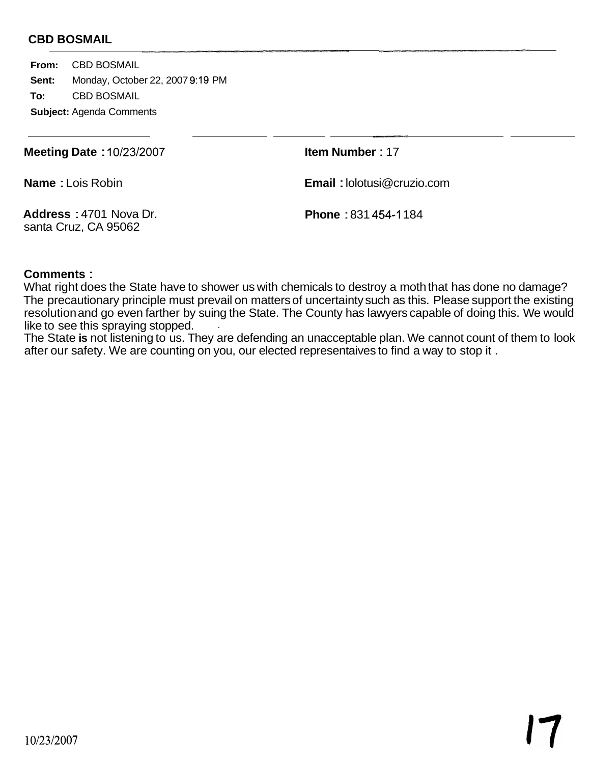**CBD BOSMAIL**

**From:** CBD BOSMAIL
**Sent:** Monday, October 22, 2007 9:19 PM
**To:** CBD BOSMAIL
**Subject:** Agenda Comments

**Meeting Date :** 10/23/2007

**Item Number :** 17

**Name :** Lois Robin

**Email :** lolotusi@cruzio.com

**Address :** 4701 Nova Dr.
santa Cruz, CA 95062

**Phone :** 831 454-1184

**Comments :**
What right does the State have to shower us with chemicals to destroy a moth that has done no damage? The precautionary principle must prevail on matters of uncertainty such as this. Please support the existing resolution and go even farther by suing the State. The County has lawyers capable of doing this. We would like to see this spraying stopped.
The State **is** not listening to us. They are defending an unacceptable plan. We cannot count of them to look after our safety. We are counting on you, our elected representaives to find a way to stop it .

10/23/2007

17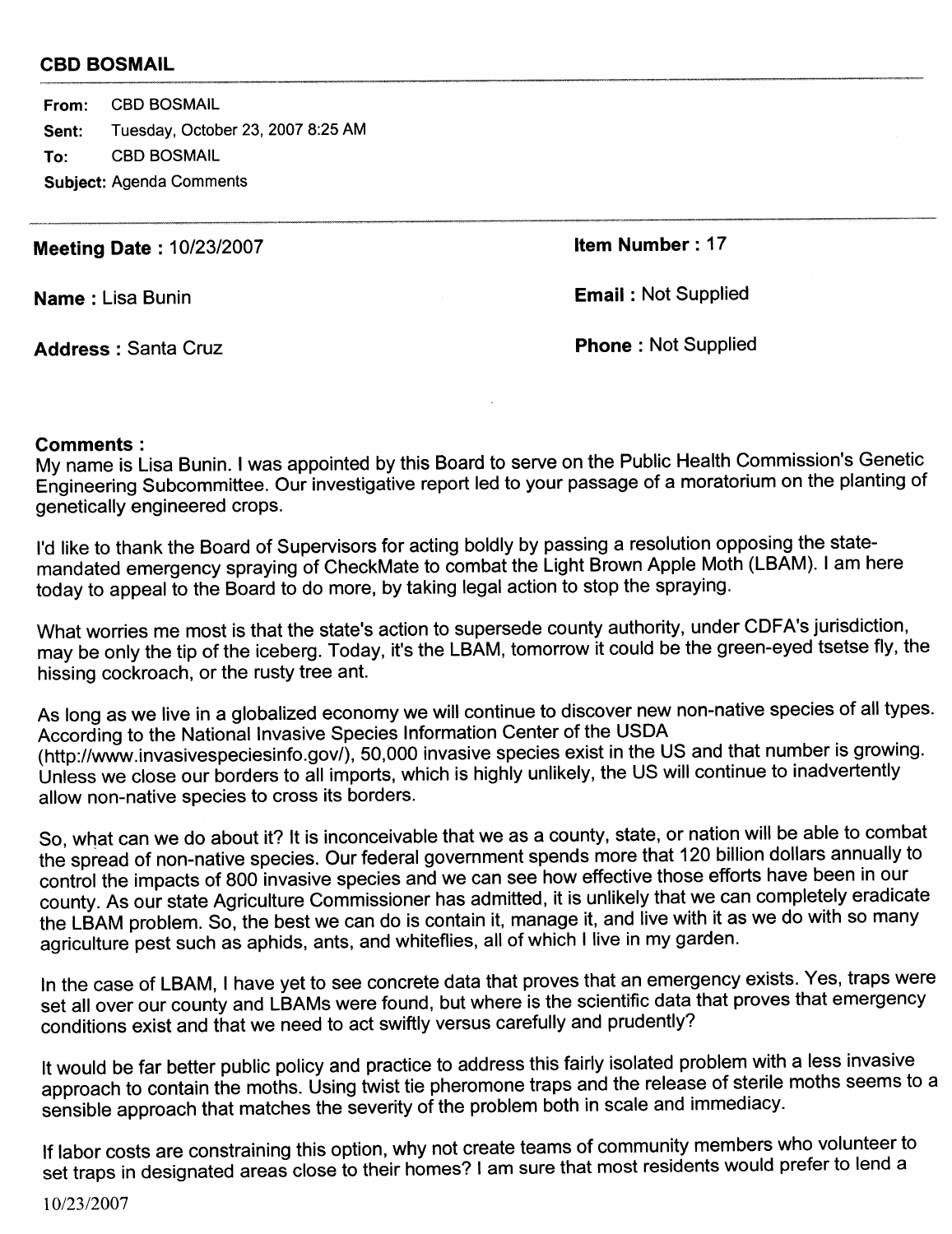**CBD BOSMAIL**

**From:** CBD BOSMAIL
**Sent:** Tuesday, October 23, 2007 8:25 AM
**To:** CBD BOSMAIL
**Subject:** Agenda Comments

---

**Meeting Date :** 10/23/2007

**Item Number :** 17

**Name :** Lisa Bunin

**Email :** Not Supplied

**Address :** Santa Cruz

**Phone :** Not Supplied

**Comments :**
My name is Lisa Bunin. I was appointed by this Board to serve on the Public Health Commission's Genetic Engineering Subcommittee. Our investigative report led to your passage of a moratorium on the planting of genetically engineered crops.

I'd like to thank the Board of Supervisors for acting boldly by passing a resolution opposing the state-mandated emergency spraying of CheckMate to combat the Light Brown Apple Moth (LBAM). I am here today to appeal to the Board to do more, by taking legal action to stop the spraying.

What worries me most is that the state's action to supersede county authority, under CDFA's jurisdiction, may be only the tip of the iceberg. Today, it's the LBAM, tomorrow it could be the green-eyed tsetse fly, the hissing cockroach, or the rusty tree ant.

As long as we live in a globalized economy we will continue to discover new non-native species of all types. According to the National Invasive Species Information Center of the USDA (http://www.invasivespeciesinfo.gov/), 50,000 invasive species exist in the US and that number is growing. Unless we close our borders to all imports, which is highly unlikely, the US will continue to inadvertently allow non-native species to cross its borders.

So, what can we do about it? It is inconceivable that we as a county, state, or nation will be able to combat the spread of non-native species. Our federal government spends more that 120 billion dollars annually to control the impacts of 800 invasive species and we can see how effective those efforts have been in our county. As our state Agriculture Commissioner has admitted, it is unlikely that we can completely eradicate the LBAM problem. So, the best we can do is contain it, manage it, and live with it as we do with so many agriculture pest such as aphids, ants, and whiteflies, all of which I live in my garden.

In the case of LBAM, I have yet to see concrete data that proves that an emergency exists. Yes, traps were set all over our county and LBAMs were found, but where is the scientific data that proves that emergency conditions exist and that we need to act swiftly versus carefully and prudently?

It would be far better public policy and practice to address this fairly isolated problem with a less invasive approach to contain the moths. Using twist tie pheromone traps and the release of sterile moths seems to a sensible approach that matches the severity of the problem both in scale and immediacy.

If labor costs are constraining this option, why not create teams of community members who volunteer to set traps in designated areas close to their homes? I am sure that most residents would prefer to lend a

10/23/2007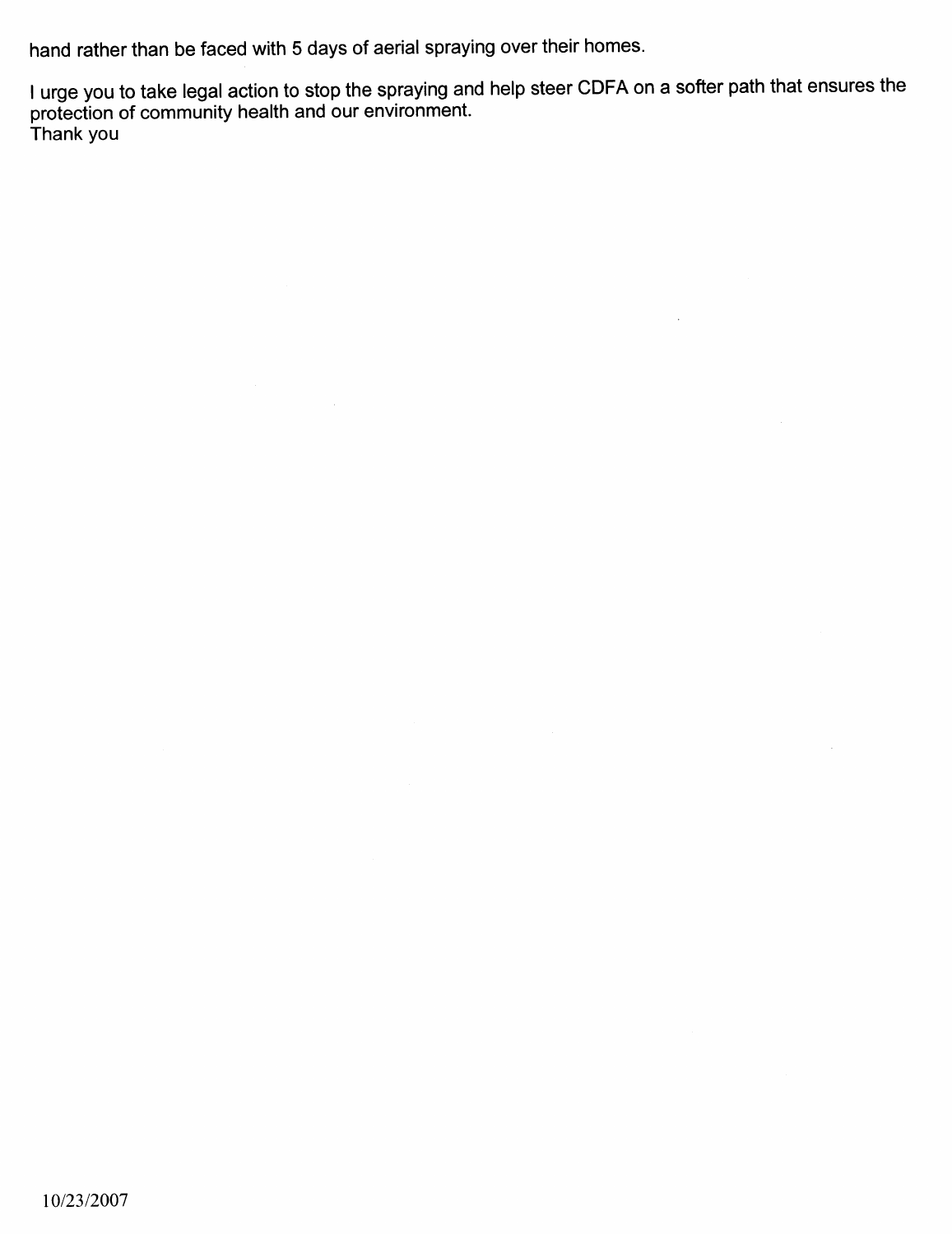hand rather than be faced with 5 days of aerial spraying over their homes.

I urge you to take legal action to stop the spraying and help steer CDFA on a softer path that ensures the protection of community health and our environment.
Thank you

10/23/2007